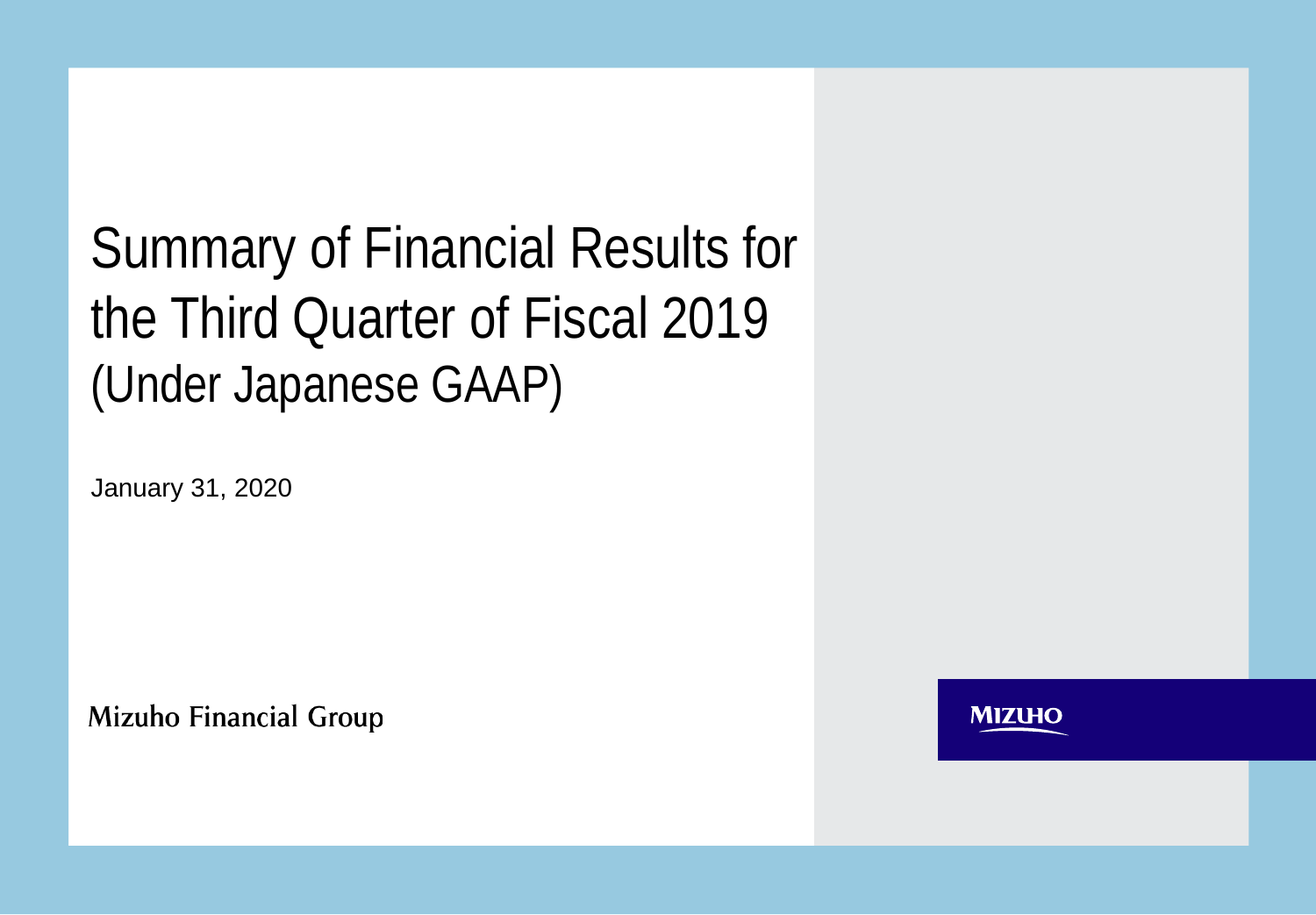# Summary of Financial Results for the Third Quarter of Fiscal 2019 (Under Japanese GAAP)

January 31, 2020

Mizuho Financial Group

MIZUHO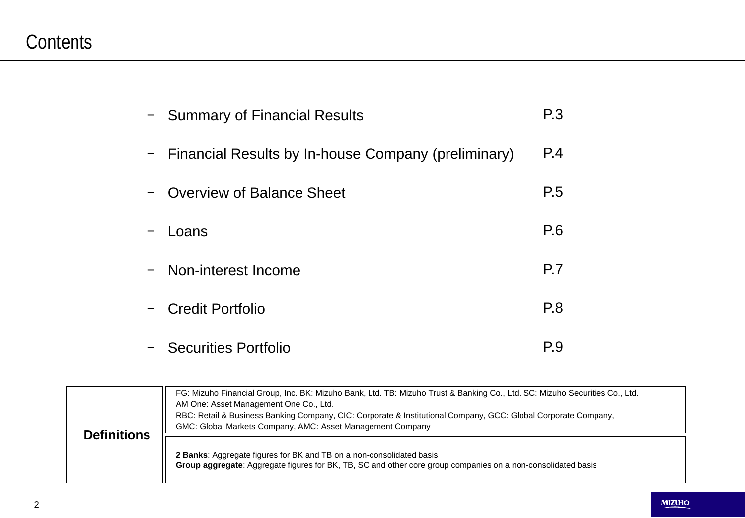# Contents

- Summary of Financial Results — P.3
- Financial Results by In-house Company (preliminary) — P.4
- Overview of Balance Sheet — P.5
- Loans — P.6
- Non-interest Income — P.7
- Credit Portfolio — P.8
- Securities Portfolio — P.9

| **Definitions** | |
|---|---|
| | FG: Mizuho Financial Group, Inc. BK: Mizuho Bank, Ltd. TB: Mizuho Trust & Banking Co., Ltd. SC: Mizuho Securities Co., Ltd. AM One: Asset Management One Co., Ltd. RBC: Retail & Business Banking Company, CIC: Corporate & Institutional Company, GCC: Global Corporate Company, GMC: Global Markets Company, AMC: Asset Management Company |
| | **2 Banks**: Aggregate figures for BK and TB on a non-consolidated basis **Group aggregate**: Aggregate figures for BK, TB, SC and other core group companies on a non-consolidated basis |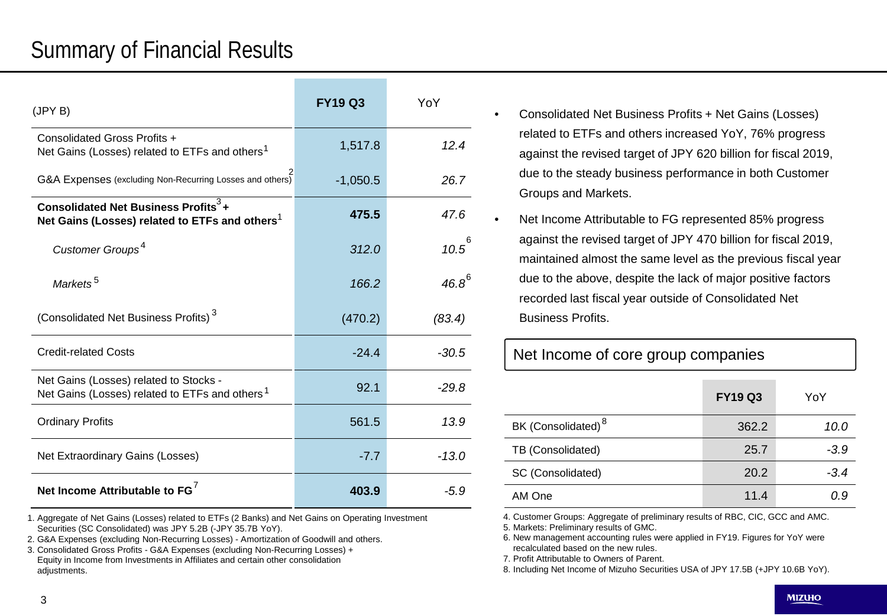# Summary of Financial Results

| (JPY B) | FY19 Q3 | YoY |
|---|---|---|
| Consolidated Gross Profits + Net Gains (Losses) related to ETFs and others[1] | 1,517.8 | *12.4* |
| G&A Expenses (excluding Non-Recurring Losses and others)[2] | -1,050.5 | *26.7* |
| **Consolidated Net Business Profits[3] + Net Gains (Losses) related to ETFs and others[1]** | **475.5** | *47.6* |
| *Customer Groups[4]* | *312.0* | *10.5[6]* |
| *Markets[5]* | *166.2* | *46.8[6]* |
| (Consolidated Net Business Profits)[3] | (470.2) | *(83.4)* |
| Credit-related Costs | -24.4 | *-30.5* |
| Net Gains (Losses) related to Stocks - Net Gains (Losses) related to ETFs and others[1] | 92.1 | *-29.8* |
| Ordinary Profits | 561.5 | *13.9* |
| Net Extraordinary Gains (Losses) | -7.7 | *-13.0* |
| **Net Income Attributable to FG[7]** | **403.9** | *-5.9* |

1. Aggregate of Net Gains (Losses) related to ETFs (2 Banks) and Net Gains on Operating Investment Securities (SC Consolidated) was JPY 5.2B (-JPY 35.7B YoY).
2. G&A Expenses (excluding Non-Recurring Losses) - Amortization of Goodwill and others.
3. Consolidated Gross Profits - G&A Expenses (excluding Non-Recurring Losses) + Equity in Income from Investments in Affiliates and certain other consolidation adjustments.

- Consolidated Net Business Profits + Net Gains (Losses) related to ETFs and others increased YoY, 76% progress against the revised target of JPY 620 billion for fiscal 2019, due to the steady business performance in both Customer Groups and Markets.
- Net Income Attributable to FG represented 85% progress against the revised target of JPY 470 billion for fiscal 2019, maintained almost the same level as the previous fiscal year due to the above, despite the lack of major positive factors recorded last fiscal year outside of Consolidated Net Business Profits.

## Net Income of core group companies

| | FY19 Q3 | YoY |
|---|---|---|
| BK (Consolidated)[8] | 362.2 | *10.0* |
| TB (Consolidated) | 25.7 | *-3.9* |
| SC (Consolidated) | 20.2 | *-3.4* |
| AM One | 11.4 | *0.9* |

4. Customer Groups: Aggregate of preliminary results of RBC, CIC, GCC and AMC.
5. Markets: Preliminary results of GMC.
6. New management accounting rules were applied in FY19. Figures for YoY were recalculated based on the new rules.
7. Profit Attributable to Owners of Parent.
8. Including Net Income of Mizuho Securities USA of JPY 17.5B (+JPY 10.6B YoY).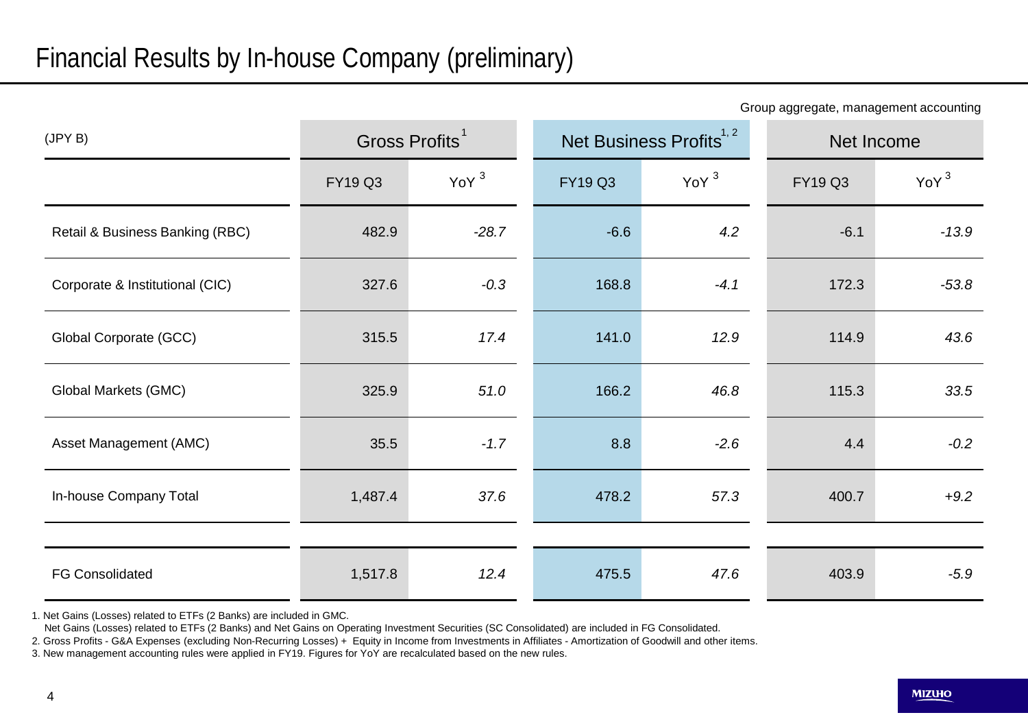# Financial Results by In-house Company (preliminary)

Group aggregate, management accounting

| (JPY B) | Gross Profits[1] | | Net Business Profits[1, 2] | | Net Income | |
|---|---|---|---|---|---|---|
| | FY19 Q3 | YoY[3] | FY19 Q3 | YoY[3] | FY19 Q3 | YoY[3] |
| Retail & Business Banking (RBC) | 482.9 | *-28.7* | -6.6 | *4.2* | -6.1 | *-13.9* |
| Corporate & Institutional (CIC) | 327.6 | *-0.3* | 168.8 | *-4.1* | 172.3 | *-53.8* |
| Global Corporate (GCC) | 315.5 | *17.4* | 141.0 | *12.9* | 114.9 | *43.6* |
| Global Markets (GMC) | 325.9 | *51.0* | 166.2 | *46.8* | 115.3 | *33.5* |
| Asset Management (AMC) | 35.5 | *-1.7* | 8.8 | *-2.6* | 4.4 | *-0.2* |
| In-house Company Total | 1,487.4 | *37.6* | 478.2 | *57.3* | 400.7 | *+9.2* |
| FG Consolidated | 1,517.8 | *12.4* | 475.5 | *47.6* | 403.9 | *-5.9* |

1. Net Gains (Losses) related to ETFs (2 Banks) are included in GMC.
   Net Gains (Losses) related to ETFs (2 Banks) and Net Gains on Operating Investment Securities (SC Consolidated) are included in FG Consolidated.
2. Gross Profits - G&A Expenses (excluding Non-Recurring Losses) + Equity in Income from Investments in Affiliates - Amortization of Goodwill and other items.
3. New management accounting rules were applied in FY19. Figures for YoY are recalculated based on the new rules.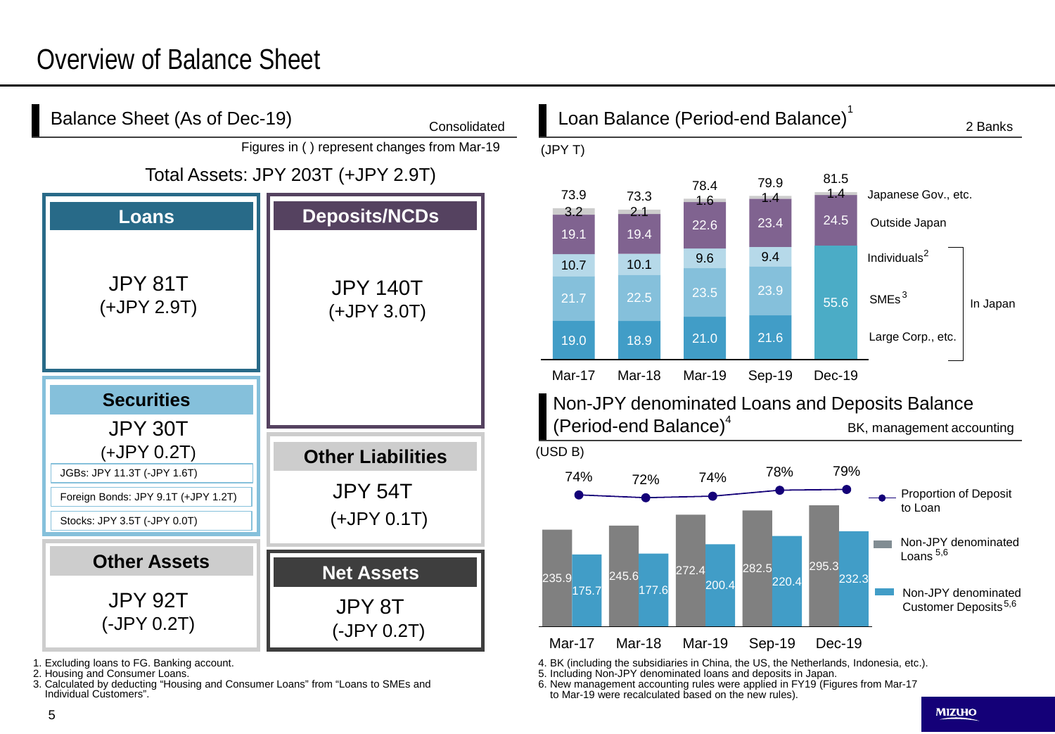# Overview of Balance Sheet

## Balance Sheet (As of Dec-19)

Consolidated

Figures in ( ) represent changes from Mar-19

**Total Assets: JPY 203T (+JPY 2.9T)**

| Assets | | Liabilities and Net Assets | |
|---|---|---|---|
| **Loans** | JPY 81T (+JPY 2.9T) | **Deposits/NCDs** | JPY 140T (+JPY 3.0T) |
| **Securities** | JPY 30T (+JPY 0.2T) | **Other Liabilities** | JPY 54T (+JPY 0.1T) |
| JGBs: JPY 11.3T (-JPY 1.6T) | | | |
| Foreign Bonds: JPY 9.1T (+JPY 1.2T) | | | |
| Stocks: JPY 3.5T (-JPY 0.0T) | | | |
| **Other Assets** | JPY 92T (-JPY 0.2T) | **Net Assets** | JPY 8T (-JPY 0.2T) |

1. Excluding loans to FG. Banking account.
2. Housing and Consumer Loans.
3. Calculated by deducting "Housing and Consumer Loans" from "Loans to SMEs and Individual Customers".

## Loan Balance (Period-end Balance)[1]

2 Banks

(JPY T)

| | Mar-17 | Mar-18 | Mar-19 | Sep-19 | Dec-19 |
|---|---|---|---|---|---|
| Japanese Gov., etc. | 3.2 | 2.1 | 1.6 | 1.4 | 1.4 |
| Outside Japan | 19.1 | 19.4 | 22.6 | 23.4 | 24.5 |
| Individuals[2] (In Japan) | 10.7 | 10.1 | 9.6 | 9.4 | 55.6 |
| SMEs[3] (In Japan) | 21.7 | 22.5 | 23.5 | 23.9 | |
| Large Corp., etc. (In Japan) | 19.0 | 18.9 | 21.0 | 21.6 | |
| **Total** | 73.9 | 73.3 | 78.4 | 79.9 | 81.5 |

## Non-JPY denominated Loans and Deposits Balance (Period-end Balance)[4]

BK, management accounting

(USD B)

| | Mar-17 | Mar-18 | Mar-19 | Sep-19 | Dec-19 |
|---|---|---|---|---|---|
| Non-JPY denominated Loans[5,6] | 235.9 | 245.6 | 272.4 | 282.5 | 295.3 |
| Non-JPY denominated Customer Deposits[5,6] | 175.7 | 177.6 | 200.4 | 220.4 | 232.3 |
| Proportion of Deposit to Loan | 74% | 72% | 74% | 78% | 79% |

4. BK (including the subsidiaries in China, the US, the Netherlands, Indonesia, etc.).
5. Including Non-JPY denominated loans and deposits in Japan.
6. New management accounting rules were applied in FY19 (Figures from Mar-17 to Mar-19 were recalculated based on the new rules).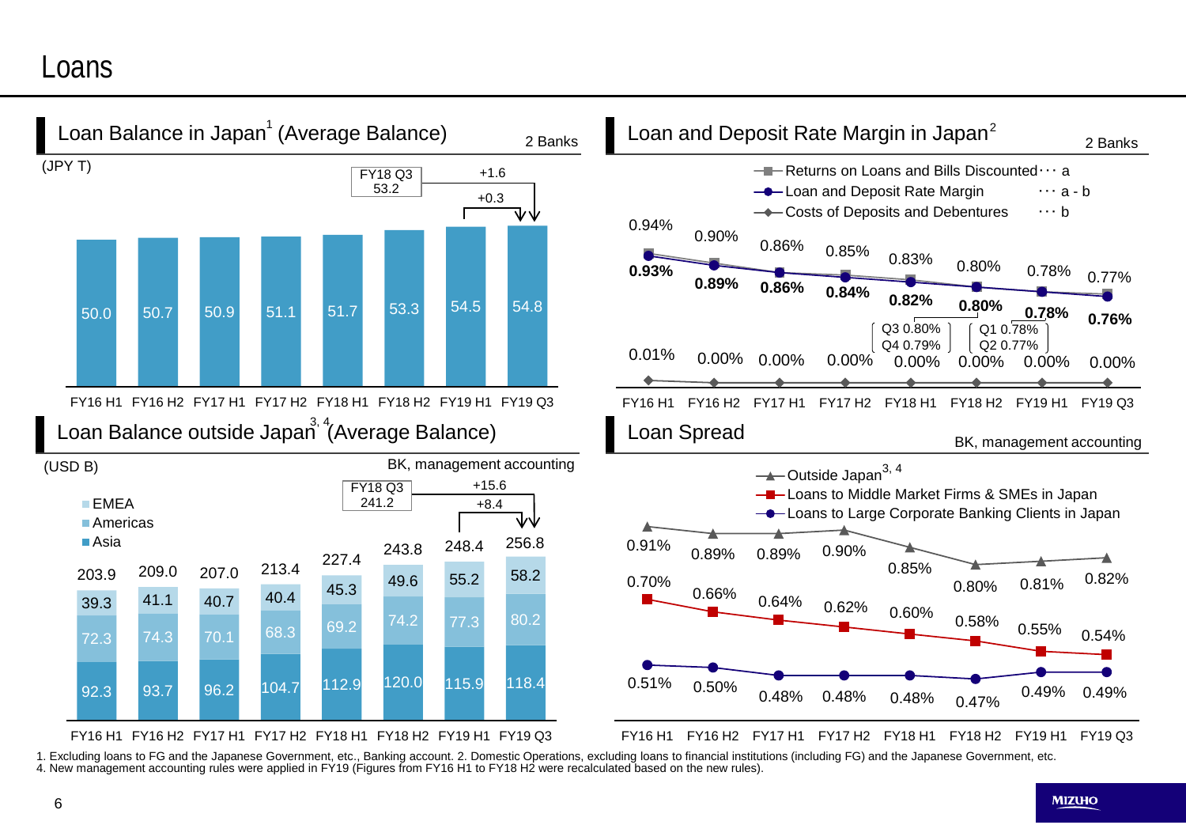# Loans

## Loan Balance in Japan[1] (Average Balance)

2 Banks

(JPY T)

| | FY16 H1 | FY16 H2 | FY17 H1 | FY17 H2 | FY18 H1 | FY18 H2 | FY19 H1 | FY19 Q3 |
|---|---|---|---|---|---|---|---|---|
| Loan Balance | 50.0 | 50.7 | 50.9 | 51.1 | 51.7 | 53.3 | 54.5 | 54.8 |

FY18 Q3: 53.2 (FY19 Q3 vs FY18 Q3: +1.6; FY19 Q3 vs FY19 H1: +0.3)

## Loan and Deposit Rate Margin in Japan[2]

2 Banks

| | FY16 H1 | FY16 H2 | FY17 H1 | FY17 H2 | FY18 H1 | FY18 H2 | FY19 H1 | FY19 Q3 |
|---|---|---|---|---|---|---|---|---|
| Returns on Loans and Bills Discounted ··· a | 0.94% | 0.90% | 0.86% | 0.85% | 0.83% | 0.80% | 0.78% | 0.77% |
| Loan and Deposit Rate Margin ··· a - b | **0.93%** | **0.89%** | **0.86%** | **0.84%** | **0.82%** | **0.80%** | **0.78%** | **0.76%** |
| Costs of Deposits and Debentures ··· b | 0.01% | 0.00% | 0.00% | 0.00% | 0.00% | 0.00% | 0.00% | 0.00% |

FY18 H2: Q3 0.80%, Q4 0.79%
FY19 H1: Q1 0.78%, Q2 0.77%

## Loan Balance outside Japan[3, 4] (Average Balance)

BK, management accounting

(USD B)

| | FY16 H1 | FY16 H2 | FY17 H1 | FY17 H2 | FY18 H1 | FY18 H2 | FY19 H1 | FY19 Q3 |
|---|---|---|---|---|---|---|---|---|
| EMEA | 39.3 | 41.1 | 40.7 | 40.4 | 45.3 | 49.6 | 55.2 | 58.2 |
| Americas | 72.3 | 74.3 | 70.1 | 68.3 | 69.2 | 74.2 | 77.3 | 80.2 |
| Asia | 92.3 | 93.7 | 96.2 | 104.7 | 112.9 | 120.0 | 115.9 | 118.4 |
| Total | 203.9 | 209.0 | 207.0 | 213.4 | 227.4 | 243.8 | 248.4 | 256.8 |

FY18 Q3: 241.2 (FY19 Q3 vs FY18 Q3: +15.6; FY19 Q3 vs FY19 H1: +8.4)

## Loan Spread

BK, management accounting

| | FY16 H1 | FY16 H2 | FY17 H1 | FY17 H2 | FY18 H1 | FY18 H2 | FY19 H1 | FY19 Q3 |
|---|---|---|---|---|---|---|---|---|
| Outside Japan[3, 4] | 0.91% | 0.89% | 0.89% | 0.90% | 0.85% | 0.80% | 0.81% | 0.82% |
| Loans to Middle Market Firms & SMEs in Japan | 0.70% | 0.66% | 0.64% | 0.62% | 0.60% | 0.58% | 0.55% | 0.54% |
| Loans to Large Corporate Banking Clients in Japan | 0.51% | 0.50% | 0.48% | 0.48% | 0.48% | 0.47% | 0.49% | 0.49% |

1. Excluding loans to FG and the Japanese Government, etc., Banking account. 2. Domestic Operations, excluding loans to financial institutions (including FG) and the Japanese Government, etc.
4. New management accounting rules were applied in FY19 (Figures from FY16 H1 to FY18 H2 were recalculated based on the new rules).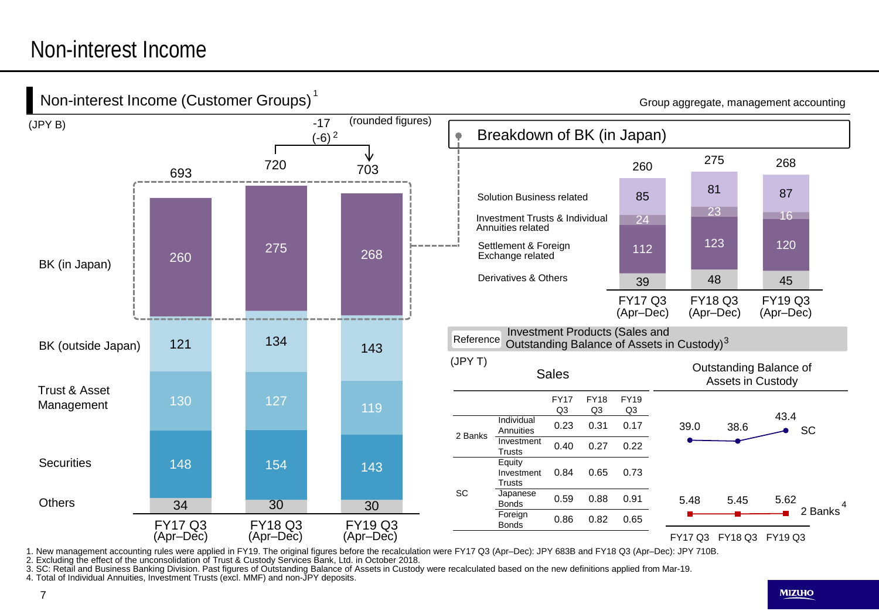# Non-interest Income

## Non-interest Income (Customer Groups)[1]

Group aggregate, management accounting

(JPY B)

-17 (-6)[2] (rounded figures)

| | FY17 Q3 (Apr–Dec) | FY18 Q3 (Apr–Dec) | FY19 Q3 (Apr–Dec) |
|---|---|---|---|
| BK (in Japan) | 260 | 275 | 268 |
| BK (outside Japan) | 121 | 134 | 143 |
| Trust & Asset Management | 130 | 127 | 119 |
| Securities | 148 | 154 | 143 |
| Others | 34 | 30 | 30 |
| **Total** | **693** | **720** | **703** |

### Breakdown of BK (in Japan)

| | FY17 Q3 (Apr–Dec) | FY18 Q3 (Apr–Dec) | FY19 Q3 (Apr–Dec) |
|---|---|---|---|
| Solution Business related | 85 | 81 | 87 |
| Investment Trusts & Individual Annuities related | 24 | 23 | 16 |
| Settlement & Foreign Exchange related | 112 | 123 | 120 |
| Derivatives & Others | 39 | 48 | 45 |
| **Total** | **260** | **275** | **268** |

### Reference: Investment Products (Sales and Outstanding Balance of Assets in Custody)[3]

(JPY T)

**Sales**

| | | FY17 Q3 | FY18 Q3 | FY19 Q3 |
|---|---|---|---|---|
| 2 Banks | Individual Annuities | 0.23 | 0.31 | 0.17 |
| | Investment Trusts | 0.40 | 0.27 | 0.22 |
| SC | Equity Investment Trusts | 0.84 | 0.65 | 0.73 |
| | Japanese Bonds | 0.59 | 0.88 | 0.91 |
| | Foreign Bonds | 0.86 | 0.82 | 0.65 |

**Outstanding Balance of Assets in Custody**

| | FY17 Q3 | FY18 Q3 | FY19 Q3 |
|---|---|---|---|
| SC | 39.0 | 38.6 | 43.4 |
| 2 Banks[4] | 5.48 | 5.45 | 5.62 |

1. New management accounting rules were applied in FY19. The original figures before the recalculation were FY17 Q3 (Apr–Dec): JPY 683B and FY18 Q3 (Apr–Dec): JPY 710B.
2. Excluding the effect of the unconsolidation of Trust & Custody Services Bank, Ltd. in October 2018.
3. SC: Retail and Business Banking Division. Past figures of Outstanding Balance of Assets in Custody were recalculated based on the new definitions applied from Mar-19.
4. Total of Individual Annuities, Investment Trusts (excl. MMF) and non-JPY deposits.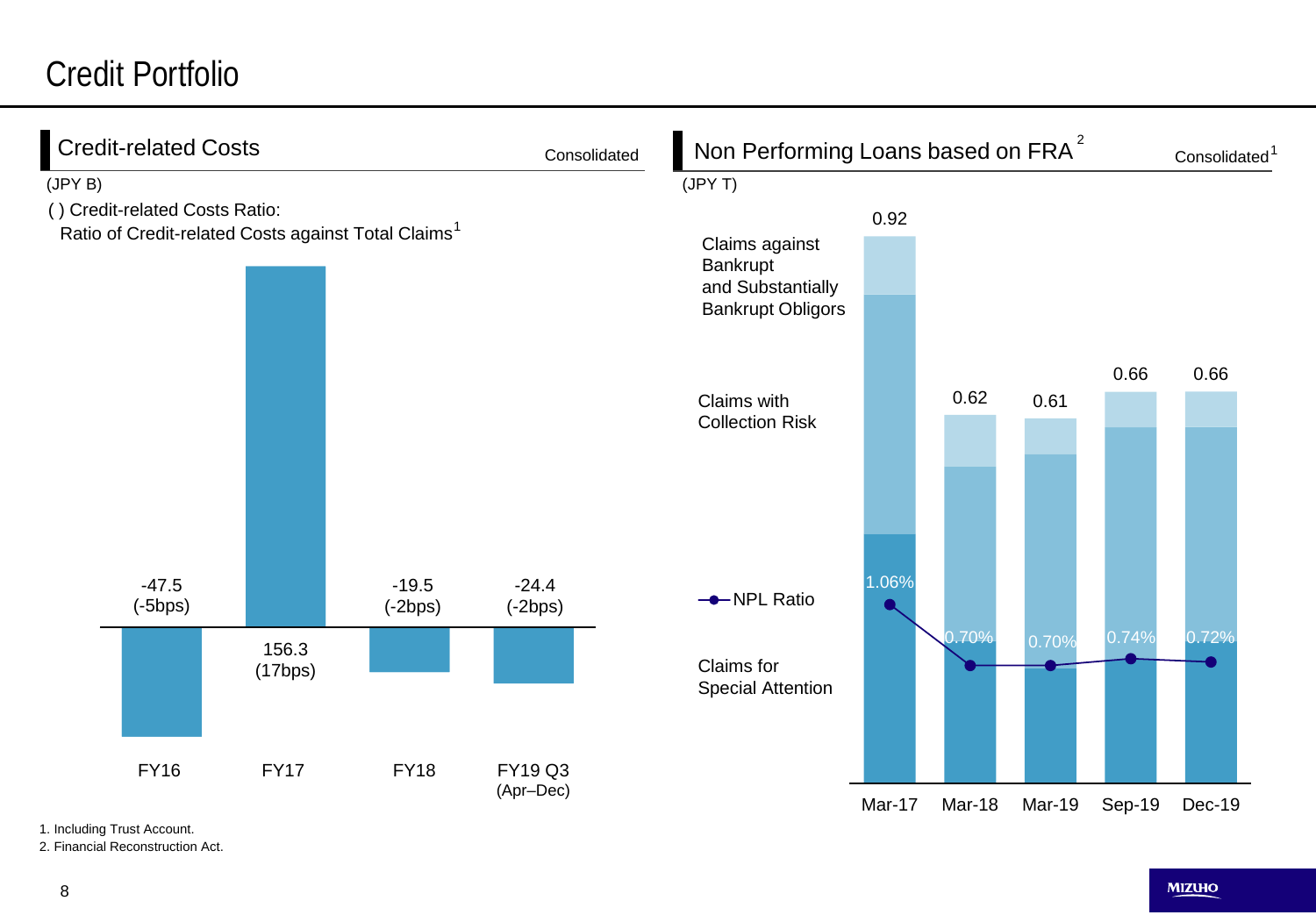# Credit Portfolio

## Credit-related Costs

Consolidated

(JPY B)

( ) Credit-related Costs Ratio:
Ratio of Credit-related Costs against Total Claims[1]

| | FY16 | FY17 | FY18 | FY19 Q3 (Apr–Dec) |
|---|---|---|---|---|
| Credit-related Costs | -47.5 (-5bps) | 156.3 (17bps) | -19.5 (-2bps) | -24.4 (-2bps) |

## Non Performing Loans based on FRA[2]

Consolidated[1]

(JPY T)

| | Mar-17 | Mar-18 | Mar-19 | Sep-19 | Dec-19 |
|---|---|---|---|---|---|
| Total | 0.92 | 0.62 | 0.61 | 0.66 | 0.66 |
| NPL Ratio | 1.06% | 0.70% | 0.70% | 0.74% | 0.72% |

Components: Claims against Bankrupt and Substantially Bankrupt Obligors; Claims with Collection Risk; Claims for Special Attention; NPL Ratio

1. Including Trust Account.
2. Financial Reconstruction Act.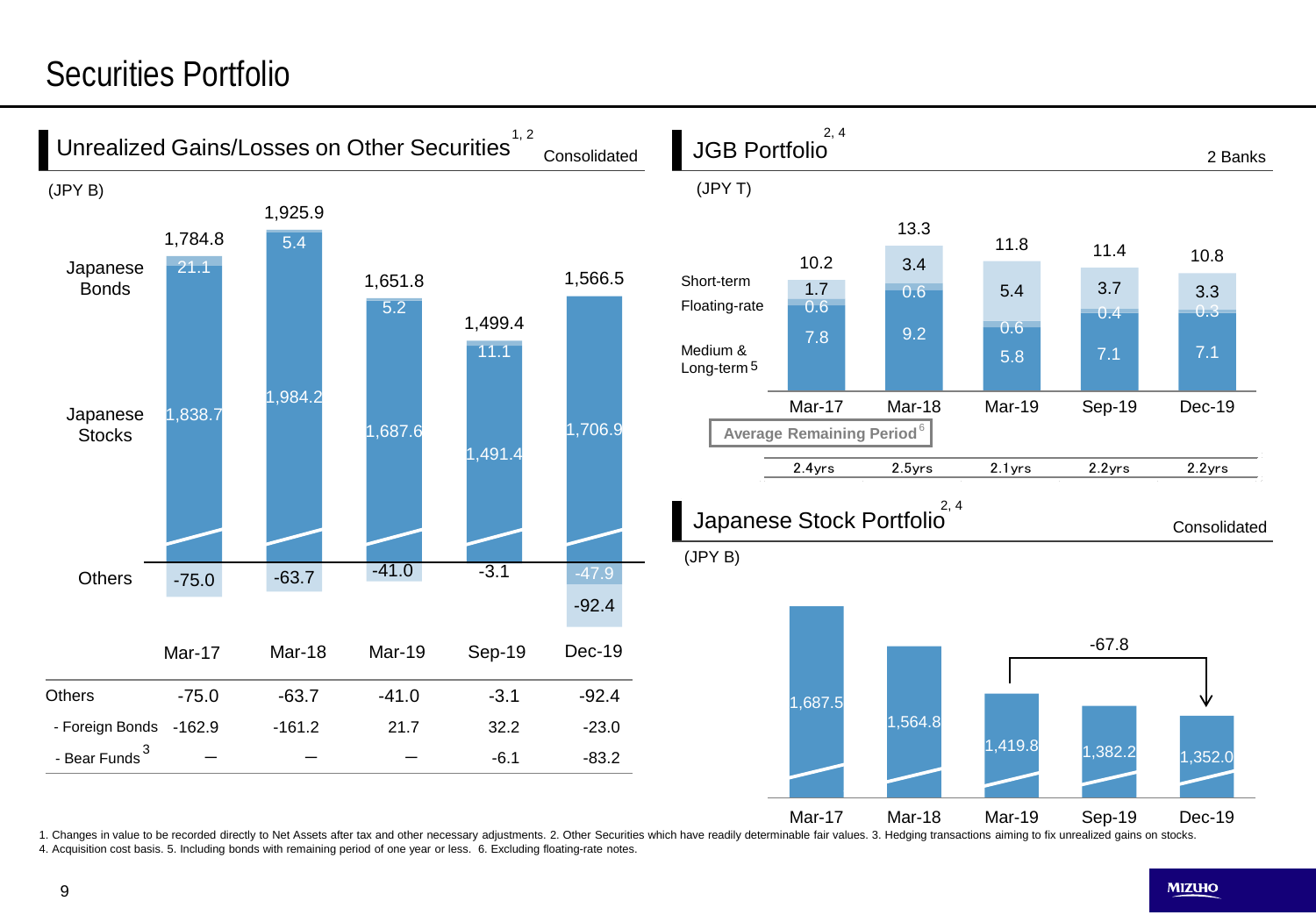# Securities Portfolio

## Unrealized Gains/Losses on Other Securities[1, 2]

Consolidated

(JPY B)

| | Mar-17 | Mar-18 | Mar-19 | Sep-19 | Dec-19 |
|---|---|---|---|---|---|
| Total | 1,784.8 | 1,925.9 | 1,651.8 | 1,499.4 | 1,566.5 |
| Japanese Bonds | 21.1 | 5.4 | 5.2 | 11.1 | |
| Japanese Stocks | 1,838.7 | 1,984.2 | 1,687.6 | 1,491.4 | 1,706.9 |
| Others | -75.0 | -63.7 | -41.0 | -3.1 | -47.9 / -92.4 |

| | Mar-17 | Mar-18 | Mar-19 | Sep-19 | Dec-19 |
|---|---|---|---|---|---|
| Others | -75.0 | -63.7 | -41.0 | -3.1 | -92.4 |
| - Foreign Bonds | -162.9 | -161.2 | 21.7 | 32.2 | -23.0 |
| - Bear Funds[3] | – | – | – | -6.1 | -83.2 |

## JGB Portfolio[2, 4]

2 Banks

(JPY T)

| | Mar-17 | Mar-18 | Mar-19 | Sep-19 | Dec-19 |
|---|---|---|---|---|---|
| Total | 10.2 | 13.3 | 11.8 | 11.4 | 10.8 |
| Short-term | 1.7 | 3.4 | 5.4 | 3.7 | 3.3 |
| Floating-rate | 0.6 | 0.6 | 0.6 | 0.4 | 0.3 |
| Medium & Long-term[5] | 7.8 | 9.2 | 5.8 | 7.1 | 7.1 |
| Average Remaining Period[6] | 2.4yrs | 2.5yrs | 2.1yrs | 2.2yrs | 2.2yrs |

## Japanese Stock Portfolio[2, 4]

Consolidated

(JPY B)

| Mar-17 | Mar-18 | Mar-19 | Sep-19 | Dec-19 |
|---|---|---|---|---|
| 1,687.5 | 1,564.8 | 1,419.8 | 1,382.2 | 1,352.0 |

Mar-19 → Dec-19: -67.8

1. Changes in value to be recorded directly to Net Assets after tax and other necessary adjustments. 2. Other Securities which have readily determinable fair values. 3. Hedging transactions aiming to fix unrealized gains on stocks.
4. Acquisition cost basis. 5. Including bonds with remaining period of one year or less. 6. Excluding floating-rate notes.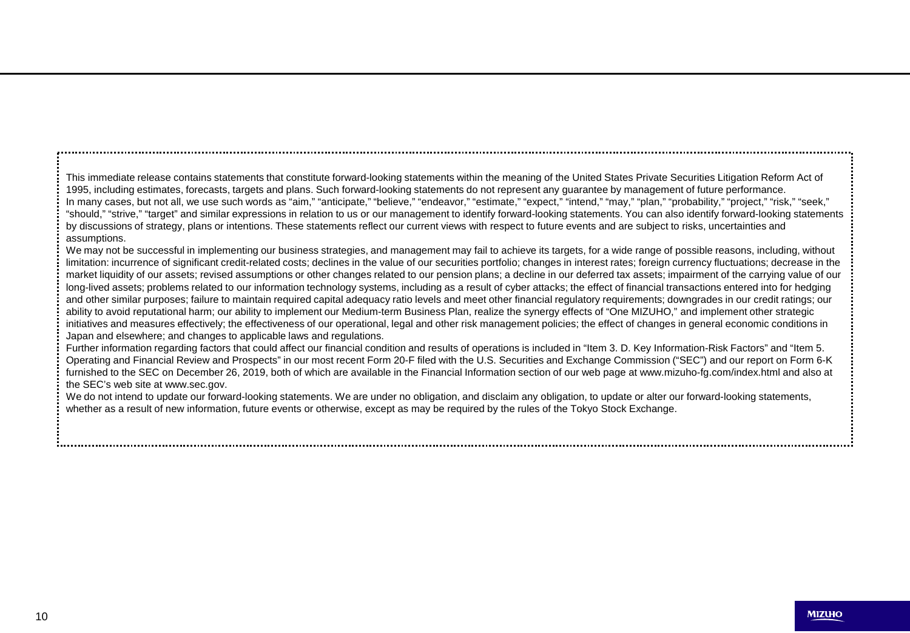This immediate release contains statements that constitute forward-looking statements within the meaning of the United States Private Securities Litigation Reform Act of 1995, including estimates, forecasts, targets and plans. Such forward-looking statements do not represent any guarantee by management of future performance.
In many cases, but not all, we use such words as "aim," "anticipate," "believe," "endeavor," "estimate," "expect," "intend," "may," "plan," "probability," "project," "risk," "seek," "should," "strive," "target" and similar expressions in relation to us or our management to identify forward-looking statements. You can also identify forward-looking statements by discussions of strategy, plans or intentions. These statements reflect our current views with respect to future events and are subject to risks, uncertainties and assumptions.
We may not be successful in implementing our business strategies, and management may fail to achieve its targets, for a wide range of possible reasons, including, without limitation: incurrence of significant credit-related costs; declines in the value of our securities portfolio; changes in interest rates; foreign currency fluctuations; decrease in the market liquidity of our assets; revised assumptions or other changes related to our pension plans; a decline in our deferred tax assets; impairment of the carrying value of our long-lived assets; problems related to our information technology systems, including as a result of cyber attacks; the effect of financial transactions entered into for hedging and other similar purposes; failure to maintain required capital adequacy ratio levels and meet other financial regulatory requirements; downgrades in our credit ratings; our ability to avoid reputational harm; our ability to implement our Medium-term Business Plan, realize the synergy effects of "One MIZUHO," and implement other strategic initiatives and measures effectively; the effectiveness of our operational, legal and other risk management policies; the effect of changes in general economic conditions in Japan and elsewhere; and changes to applicable laws and regulations.
Further information regarding factors that could affect our financial condition and results of operations is included in "Item 3. D. Key Information-Risk Factors" and "Item 5. Operating and Financial Review and Prospects" in our most recent Form 20-F filed with the U.S. Securities and Exchange Commission ("SEC") and our report on Form 6-K furnished to the SEC on December 26, 2019, both of which are available in the Financial Information section of our web page at www.mizuho-fg.com/index.html and also at the SEC's web site at www.sec.gov.
We do not intend to update our forward-looking statements. We are under no obligation, and disclaim any obligation, to update or alter our forward-looking statements, whether as a result of new information, future events or otherwise, except as may be required by the rules of the Tokyo Stock Exchange.